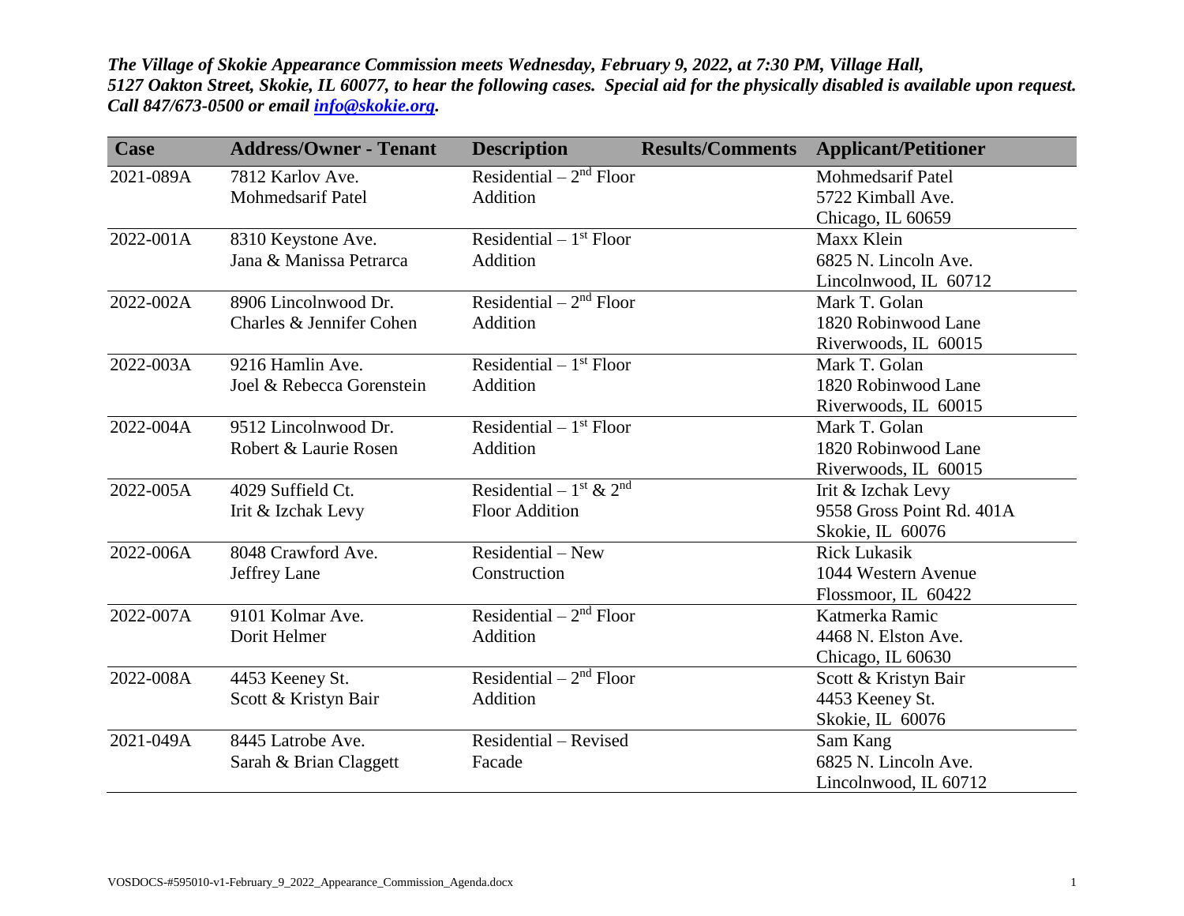***The Village of Skokie Appearance Commission meets Wednesday, February 9, 2022, at 7:30 PM, Village Hall, 5127 Oakton Street, Skokie, IL 60077, to hear the following cases. Special aid for the physically disabled is available upon request. Call 847/673-0500 or email [info@skokie.org](mailto:info@skokie.org).***

| Case | Address/Owner - Tenant | Description | Results/Comments | Applicant/Petitioner |
|---|---|---|---|---|
| 2021-089A | 7812 Karlov Ave.<br>Mohmedsarif Patel | Residential – 2nd Floor Addition | | Mohmedsarif Patel<br>5722 Kimball Ave.<br>Chicago, IL 60659 |
| 2022-001A | 8310 Keystone Ave.<br>Jana & Manissa Petrarca | Residential – 1st Floor Addition | | Maxx Klein<br>6825 N. Lincoln Ave.<br>Lincolnwood, IL 60712 |
| 2022-002A | 8906 Lincolnwood Dr.<br>Charles & Jennifer Cohen | Residential – 2nd Floor Addition | | Mark T. Golan<br>1820 Robinwood Lane<br>Riverwoods, IL 60015 |
| 2022-003A | 9216 Hamlin Ave.<br>Joel & Rebecca Gorenstein | Residential – 1st Floor Addition | | Mark T. Golan<br>1820 Robinwood Lane<br>Riverwoods, IL 60015 |
| 2022-004A | 9512 Lincolnwood Dr.<br>Robert & Laurie Rosen | Residential – 1st Floor Addition | | Mark T. Golan<br>1820 Robinwood Lane<br>Riverwoods, IL 60015 |
| 2022-005A | 4029 Suffield Ct.<br>Irit & Izchak Levy | Residential – 1st & 2nd Floor Addition | | Irit & Izchak Levy<br>9558 Gross Point Rd. 401A<br>Skokie, IL 60076 |
| 2022-006A | 8048 Crawford Ave.<br>Jeffrey Lane | Residential – New Construction | | Rick Lukasik<br>1044 Western Avenue<br>Flossmoor, IL 60422 |
| 2022-007A | 9101 Kolmar Ave.<br>Dorit Helmer | Residential – 2nd Floor Addition | | Katmerka Ramic<br>4468 N. Elston Ave.<br>Chicago, IL 60630 |
| 2022-008A | 4453 Keeney St.<br>Scott & Kristyn Bair | Residential – 2nd Floor Addition | | Scott & Kristyn Bair<br>4453 Keeney St.<br>Skokie, IL 60076 |
| 2021-049A | 8445 Latrobe Ave.<br>Sarah & Brian Claggett | Residential – Revised Facade | | Sam Kang<br>6825 N. Lincoln Ave.<br>Lincolnwood, IL 60712 |

VOSDOCS-#595010-v1-February_9_2022_Appearance_Commission_Agenda.docx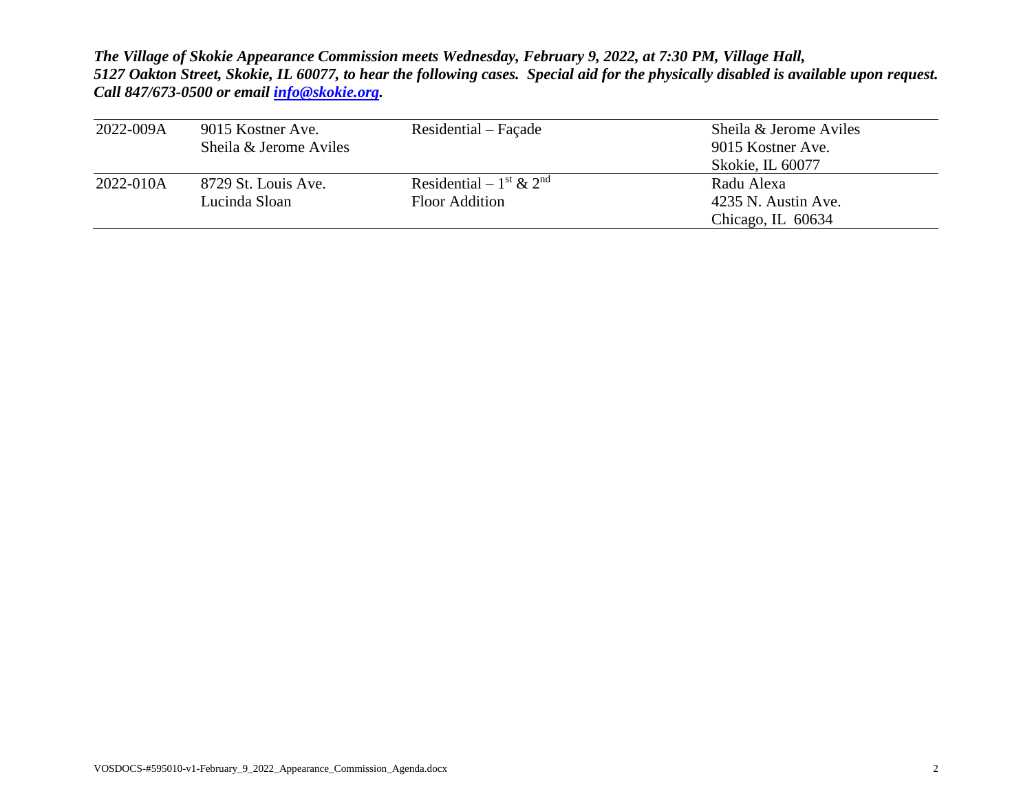***The Village of Skokie Appearance Commission meets Wednesday, February 9, 2022, at 7:30 PM, Village Hall, 5127 Oakton Street, Skokie, IL 60077, to hear the following cases. Special aid for the physically disabled is available upon request. Call 847/673-0500 or email info@skokie.org.***

| | | | |
|---|---|---|---|
| 2022-009A | 9015 Kostner Ave.<br>Sheila & Jerome Aviles | Residential – Façade | Sheila & Jerome Aviles<br>9015 Kostner Ave.<br>Skokie, IL 60077 |
| 2022-010A | 8729 St. Louis Ave.<br>Lucinda Sloan | Residential – 1st & 2nd Floor Addition | Radu Alexa<br>4235 N. Austin Ave.<br>Chicago, IL 60634 |